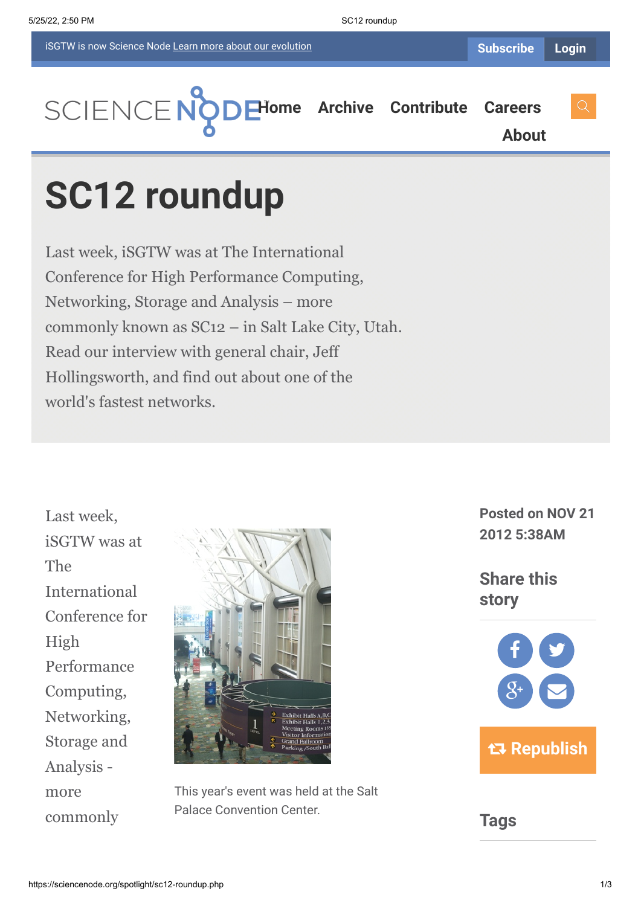iSGTW is now Science Node Learn more about our evolution

Subscribe Login

Home Archive Contribute Careers About

# SC12 roundup

Last week, iSGTW was at The International Conference for High Performance Computing, Networking, Storage and Analysis – more commonly known as SC12 – in Salt Lake City, Utah. Read our interview with general chair, Jeff Hollingsworth, and find out about one of the world's fastest networks.

Last week, iSGTW was at The International Conference for High Performance Computing, Networking, Storage and Analysis - more commonly

This year's event was held at the Salt Palace Convention Center.

Posted on NOV 21 2012 5:38AM

## Share this story

Republish

## Tags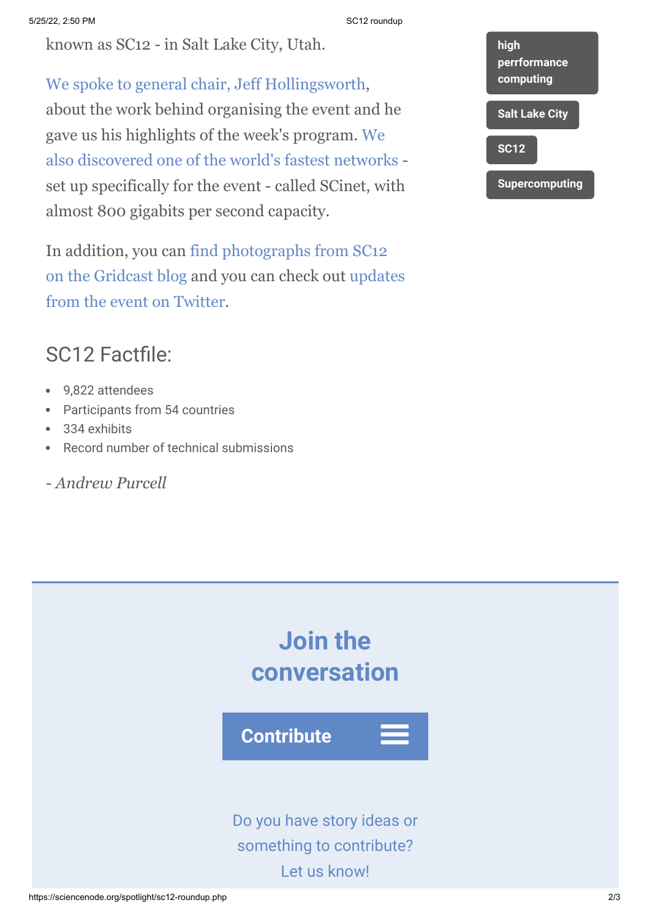known as SC12 - in Salt Lake City, Utah.

We spoke to general chair, Jeff Hollingsworth, about the work behind organising the event and he gave us his highlights of the week's program. We also discovered one of the world's fastest networks - set up specifically for the event - called SCinet, with almost 800 gigabits per second capacity.

In addition, you can find photographs from SC12 on the Gridcast blog and you can check out updates from the event on Twitter.

## SC12 Factfile:

- 9,822 attendees
- Participants from 54 countries
- 334 exhibits
- Record number of technical submissions

*- Andrew Purcell*

**high perrformance computing**

**Salt Lake City**

**SC12**

**Supercomputing**

## Join the conversation

**Contribute**

Do you have story ideas or something to contribute? Let us know!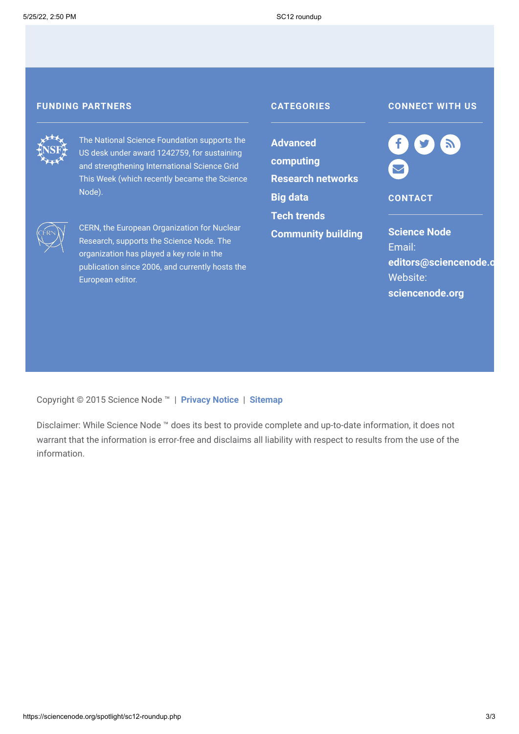## FUNDING PARTNERS

The National Science Foundation supports the US desk under award 1242759, for sustaining and strengthening International Science Grid This Week (which recently became the Science Node).

CERN, the European Organization for Nuclear Research, supports the Science Node. The organization has played a key role in the publication since 2006, and currently hosts the European editor.

## CATEGORIES

**Advanced computing**

**Research networks**

**Big data**

**Tech trends**

**Community building**

## CONNECT WITH US

## CONTACT

**Science Node**

Email:
**editors@sciencenode.o**

Website:
**sciencenode.org**

Copyright © 2015 Science Node ™ | **Privacy Notice** | **Sitemap**

Disclaimer: While Science Node ™ does its best to provide complete and up-to-date information, it does not warrant that the information is error-free and disclaims all liability with respect to results from the use of the information.